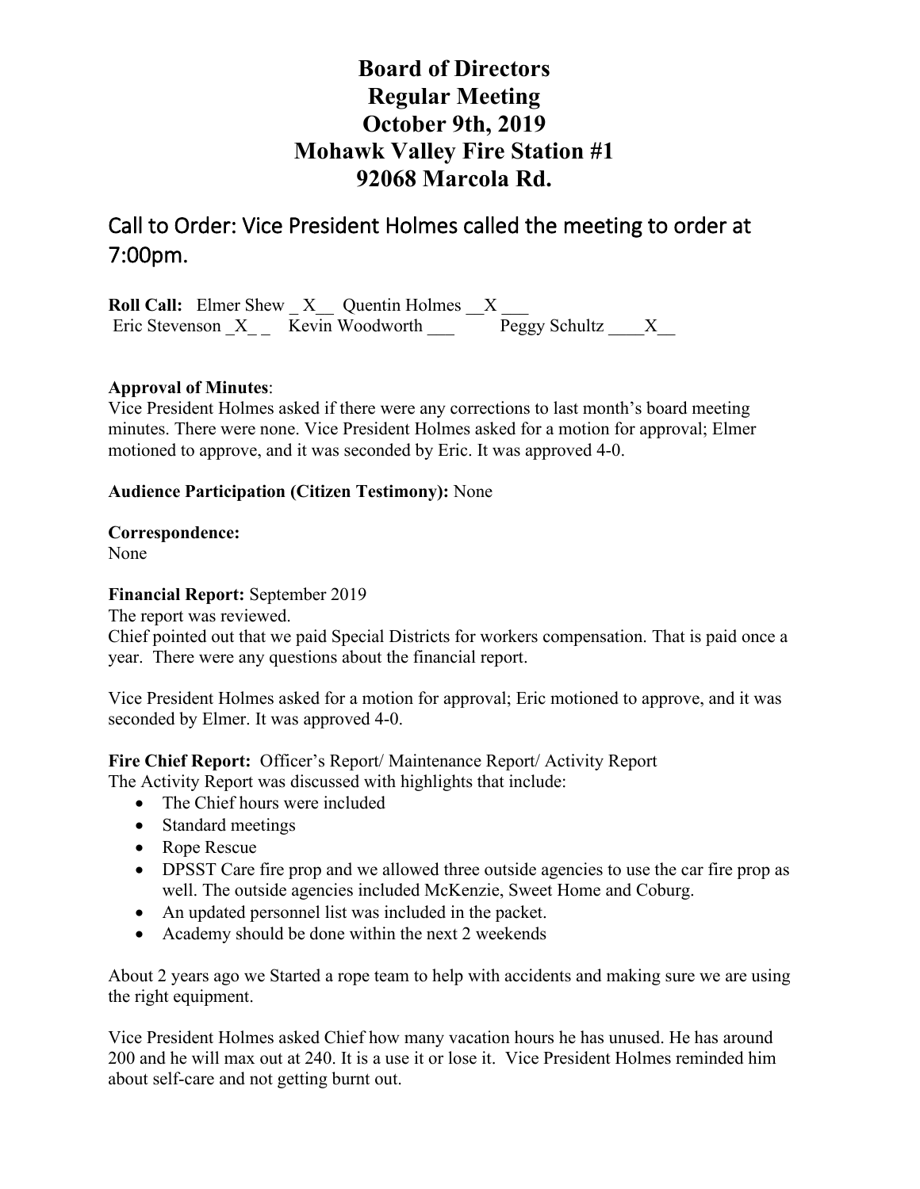# Board of Directors
# Regular Meeting
# October 9th, 2019
# Mohawk Valley Fire Station #1
# 92068 Marcola Rd.

## Call to Order: Vice President Holmes called the meeting to order at 7:00pm.

**Roll Call:** Elmer Shew _ X__ Quentin Holmes __X ___
Eric Stevenson _X_ _ Kevin Woodworth ___ Peggy Schultz ____X__

**Approval of Minutes**:
Vice President Holmes asked if there were any corrections to last month's board meeting minutes. There were none. Vice President Holmes asked for a motion for approval; Elmer motioned to approve, and it was seconded by Eric. It was approved 4-0.

**Audience Participation (Citizen Testimony):** None

**Correspondence:**
None

**Financial Report:** September 2019
The report was reviewed.
Chief pointed out that we paid Special Districts for workers compensation. That is paid once a year. There were any questions about the financial report.

Vice President Holmes asked for a motion for approval; Eric motioned to approve, and it was seconded by Elmer. It was approved 4-0.

**Fire Chief Report:** Officer's Report/ Maintenance Report/ Activity Report
The Activity Report was discussed with highlights that include:

- The Chief hours were included
- Standard meetings
- Rope Rescue
- DPSST Care fire prop and we allowed three outside agencies to use the car fire prop as well. The outside agencies included McKenzie, Sweet Home and Coburg.
- An updated personnel list was included in the packet.
- Academy should be done within the next 2 weekends

About 2 years ago we Started a rope team to help with accidents and making sure we are using the right equipment.

Vice President Holmes asked Chief how many vacation hours he has unused. He has around 200 and he will max out at 240. It is a use it or lose it. Vice President Holmes reminded him about self-care and not getting burnt out.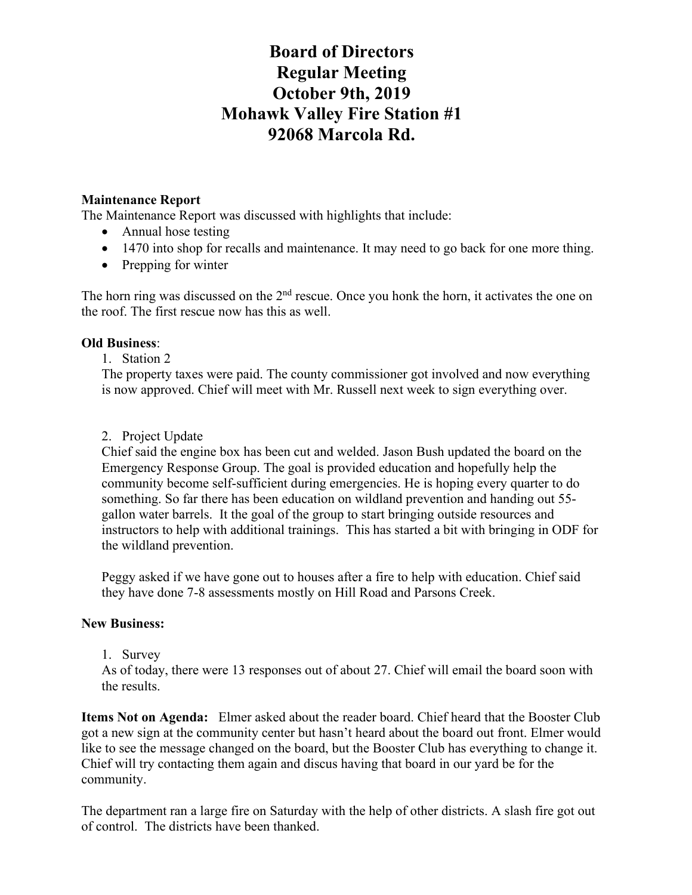# Board of Directors
# Regular Meeting
# October 9th, 2019
# Mohawk Valley Fire Station #1
# 92068 Marcola Rd.

**Maintenance Report**

The Maintenance Report was discussed with highlights that include:

- Annual hose testing
- 1470 into shop for recalls and maintenance. It may need to go back for one more thing.
- Prepping for winter

The horn ring was discussed on the 2nd rescue. Once you honk the horn, it activates the one on the roof. The first rescue now has this as well.

**Old Business**:

1. Station 2

The property taxes were paid. The county commissioner got involved and now everything is now approved. Chief will meet with Mr. Russell next week to sign everything over.

2. Project Update

Chief said the engine box has been cut and welded. Jason Bush updated the board on the Emergency Response Group. The goal is provided education and hopefully help the community become self-sufficient during emergencies. He is hoping every quarter to do something. So far there has been education on wildland prevention and handing out 55-gallon water barrels. It the goal of the group to start bringing outside resources and instructors to help with additional trainings. This has started a bit with bringing in ODF for the wildland prevention.

Peggy asked if we have gone out to houses after a fire to help with education. Chief said they have done 7-8 assessments mostly on Hill Road and Parsons Creek.

**New Business:**

1. Survey

As of today, there were 13 responses out of about 27. Chief will email the board soon with the results.

**Items Not on Agenda:** Elmer asked about the reader board. Chief heard that the Booster Club got a new sign at the community center but hasn't heard about the board out front. Elmer would like to see the message changed on the board, but the Booster Club has everything to change it. Chief will try contacting them again and discus having that board in our yard be for the community.

The department ran a large fire on Saturday with the help of other districts. A slash fire got out of control. The districts have been thanked.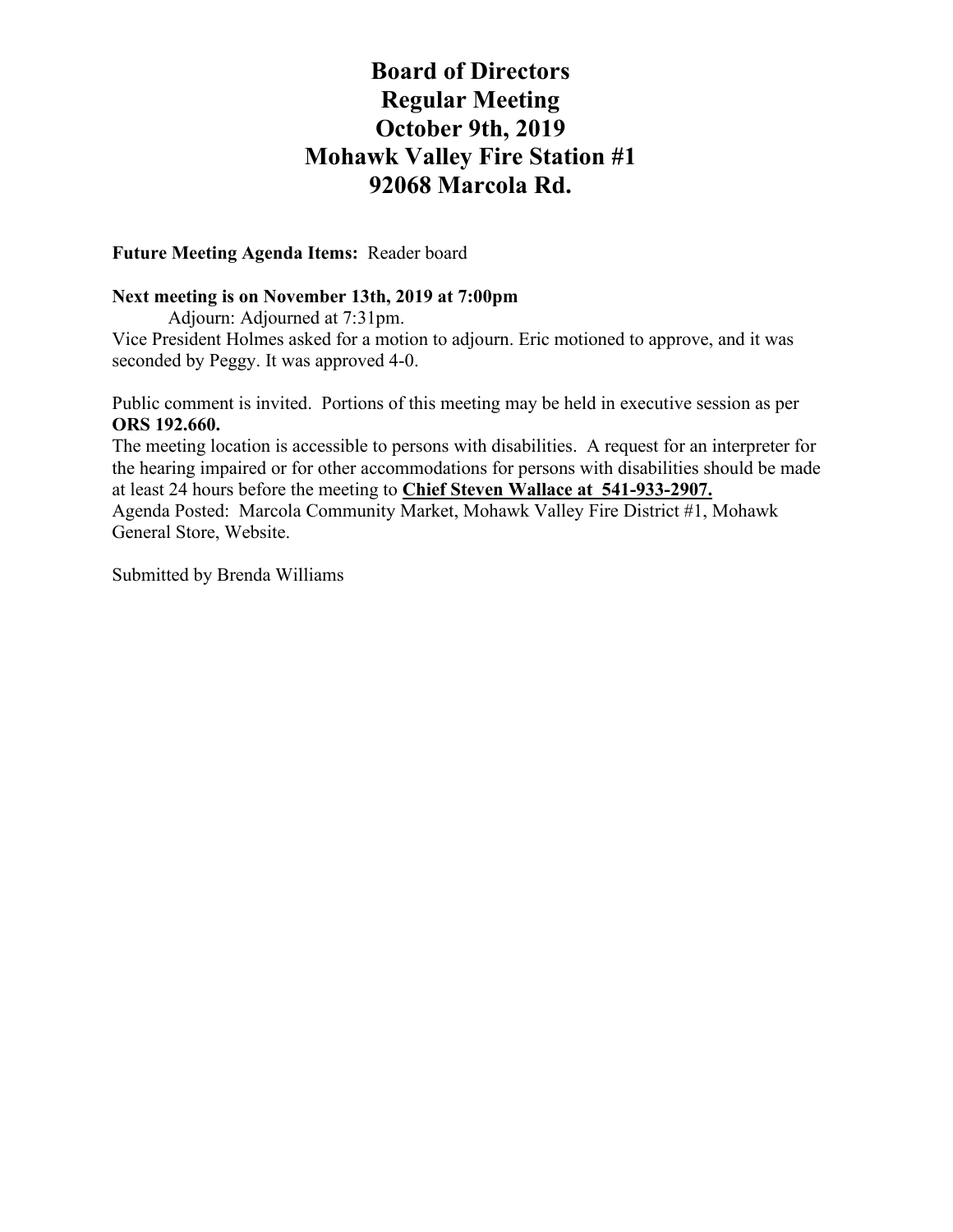# Board of Directors
# Regular Meeting
# October 9th, 2019
# Mohawk Valley Fire Station #1
# 92068 Marcola Rd.

**Future Meeting Agenda Items:** Reader board

**Next meeting is on November 13th, 2019 at 7:00pm**

Adjourn: Adjourned at 7:31pm.

Vice President Holmes asked for a motion to adjourn. Eric motioned to approve, and it was seconded by Peggy. It was approved 4-0.

Public comment is invited. Portions of this meeting may be held in executive session as per **ORS 192.660.**

The meeting location is accessible to persons with disabilities. A request for an interpreter for the hearing impaired or for other accommodations for persons with disabilities should be made at least 24 hours before the meeting to **Chief Steven Wallace at 541-933-2907.**

Agenda Posted: Marcola Community Market, Mohawk Valley Fire District #1, Mohawk General Store, Website.

Submitted by Brenda Williams